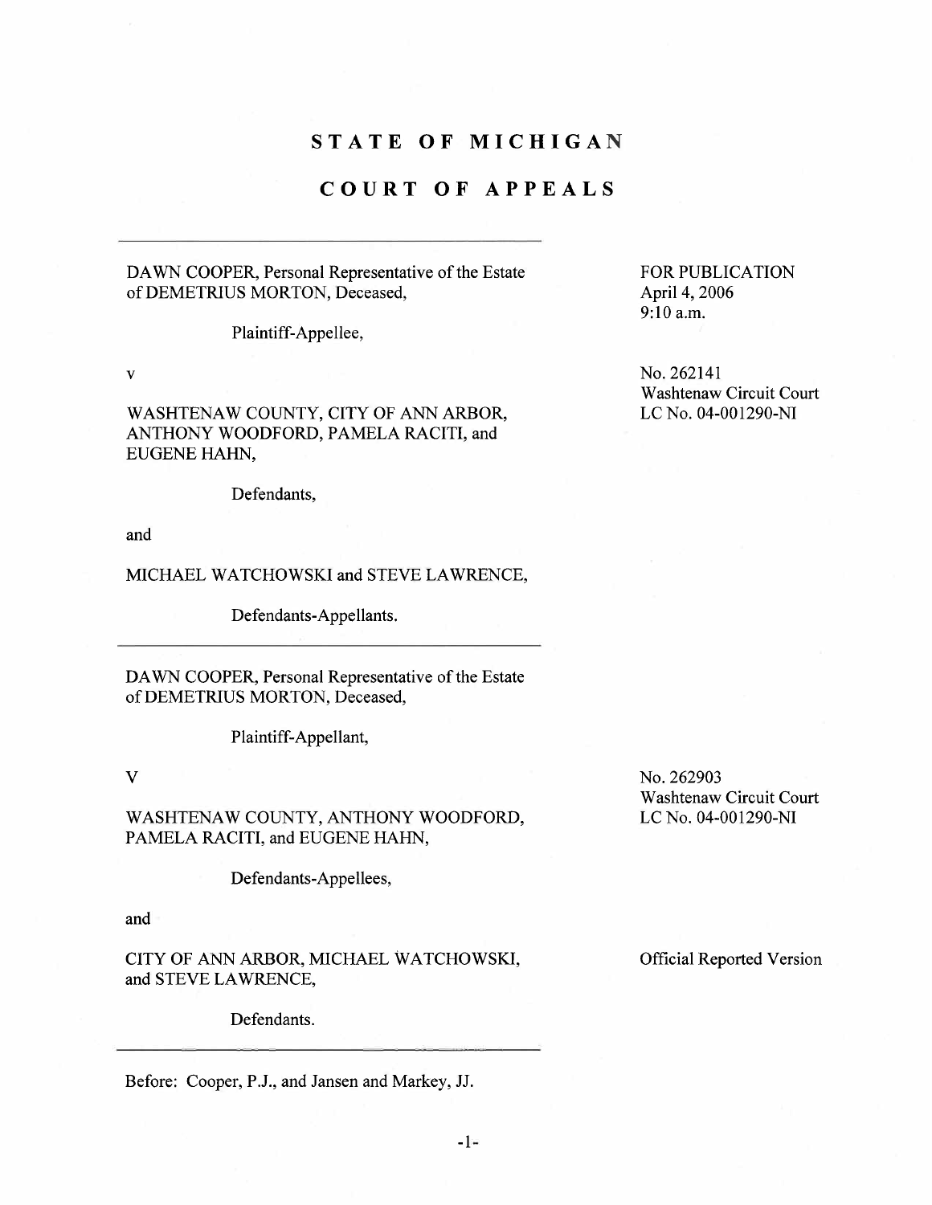# STATE OF MICHIGAN

# COURT OF APPEALS

DAWN COOPER, Personal Representative of the Estate of DEMETRIUS MORTON, Deceased,

Plaintiff-Appellee,

v

WASHTENAW COUNTY, CITY OF ANN ARBOR, ANTHONY WOODFORD, PAMELA RACITI, and EUGENE HAHN,

Defendants,

and

MICHAEL WATCHOWSKI and STEVE LAWRENCE,

Defendants-Appellants.

FOR PUBLICATION
April 4, 2006
9:10 a.m.

No. 262141
Washtenaw Circuit Court
LC No. 04-001290-NI

---

DAWN COOPER, Personal Representative of the Estate of DEMETRIUS MORTON, Deceased,

Plaintiff-Appellant,

V

WASHTENAW COUNTY, ANTHONY WOODFORD, PAMELA RACITI, and EUGENE HAHN,

Defendants-Appellees,

and

CITY OF ANN ARBOR, MICHAEL WATCHOWSKI, and STEVE LAWRENCE,

Defendants.

No. 262903
Washtenaw Circuit Court
LC No. 04-001290-NI

Official Reported Version

---

Before: Cooper, P.J., and Jansen and Markey, JJ.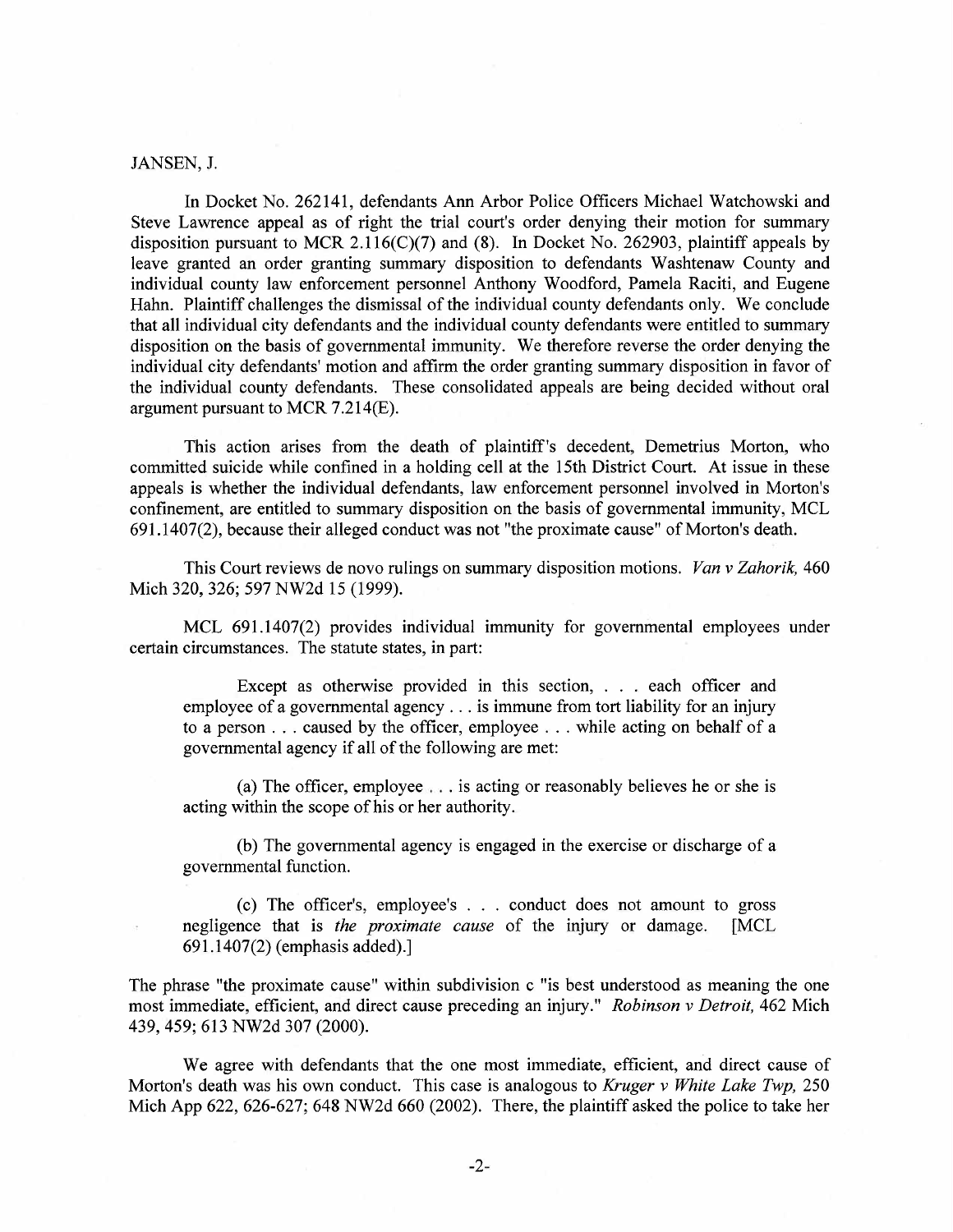JANSEN, J.

In Docket No. 262141, defendants Ann Arbor Police Officers Michael Watchowski and Steve Lawrence appeal as of right the trial court's order denying their motion for summary disposition pursuant to MCR 2.116(C)(7) and (8). In Docket No. 262903, plaintiff appeals by leave granted an order granting summary disposition to defendants Washtenaw County and individual county law enforcement personnel Anthony Woodford, Pamela Raciti, and Eugene Hahn. Plaintiff challenges the dismissal of the individual county defendants only. We conclude that all individual city defendants and the individual county defendants were entitled to summary disposition on the basis of governmental immunity. We therefore reverse the order denying the individual city defendants' motion and affirm the order granting summary disposition in favor of the individual county defendants. These consolidated appeals are being decided without oral argument pursuant to MCR 7.214(E).

This action arises from the death of plaintiff's decedent, Demetrius Morton, who committed suicide while confined in a holding cell at the 15th District Court. At issue in these appeals is whether the individual defendants, law enforcement personnel involved in Morton's confinement, are entitled to summary disposition on the basis of governmental immunity, MCL 691.1407(2), because their alleged conduct was not "the proximate cause" of Morton's death.

This Court reviews de novo rulings on summary disposition motions. *Van v Zahorik,* 460 Mich 320, 326; 597 NW2d 15 (1999).

MCL 691.1407(2) provides individual immunity for governmental employees under certain circumstances. The statute states, in part:

> Except as otherwise provided in this section, . . . each officer and employee of a governmental agency . . . is immune from tort liability for an injury to a person . . . caused by the officer, employee . . . while acting on behalf of a governmental agency if all of the following are met:
>
> (a) The officer, employee . . . is acting or reasonably believes he or she is acting within the scope of his or her authority.
>
> (b) The governmental agency is engaged in the exercise or discharge of a governmental function.
>
> (c) The officer's, employee's . . . conduct does not amount to gross negligence that is *the proximate cause* of the injury or damage. [MCL 691.1407(2) (emphasis added).]

The phrase "the proximate cause" within subdivision c "is best understood as meaning the one most immediate, efficient, and direct cause preceding an injury." *Robinson v Detroit,* 462 Mich 439, 459; 613 NW2d 307 (2000).

We agree with defendants that the one most immediate, efficient, and direct cause of Morton's death was his own conduct. This case is analogous to *Kruger v White Lake Twp,* 250 Mich App 622, 626-627; 648 NW2d 660 (2002). There, the plaintiff asked the police to take her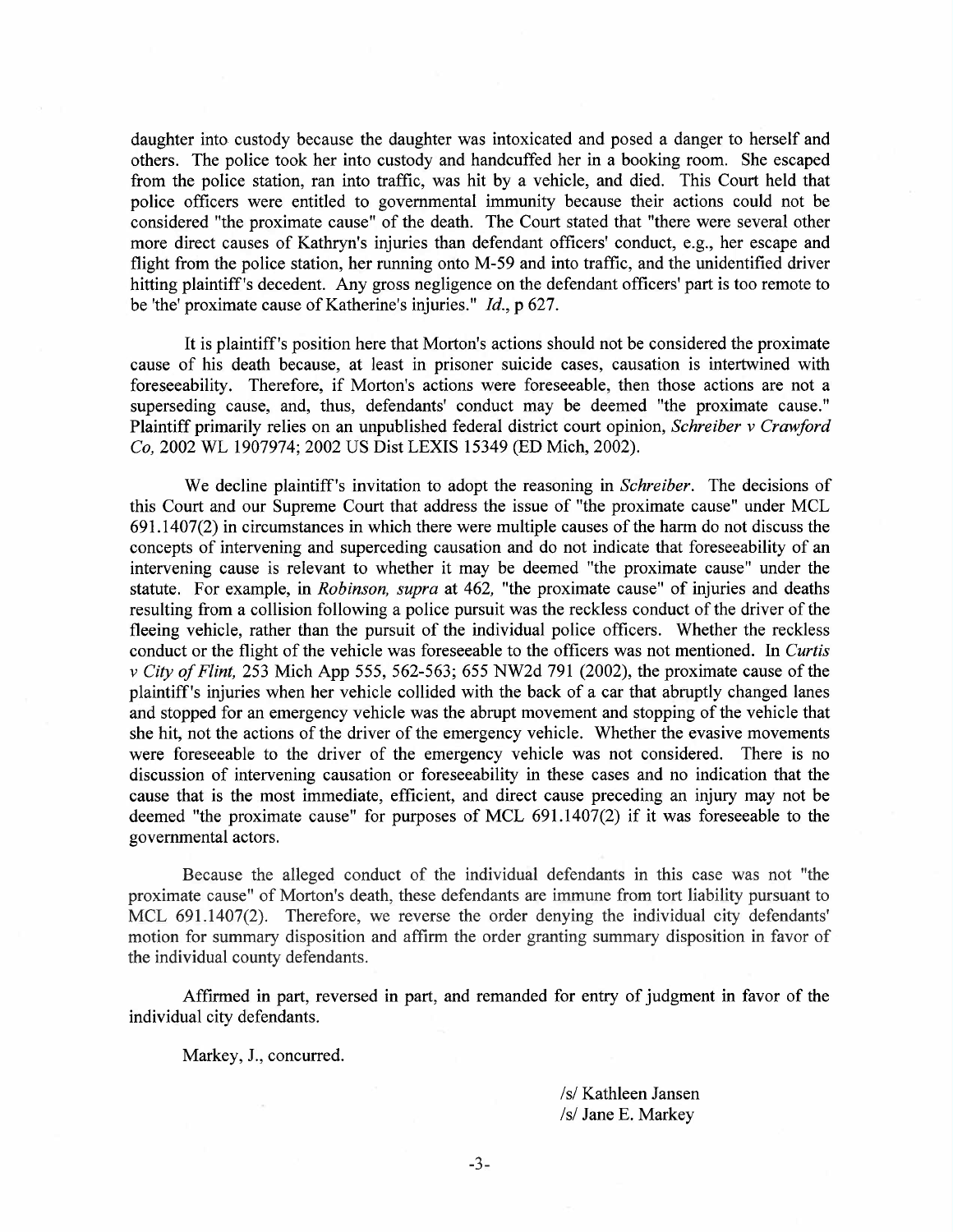daughter into custody because the daughter was intoxicated and posed a danger to herself and others. The police took her into custody and handcuffed her in a booking room. She escaped from the police station, ran into traffic, was hit by a vehicle, and died. This Court held that police officers were entitled to governmental immunity because their actions could not be considered "the proximate cause" of the death. The Court stated that "there were several other more direct causes of Kathryn's injuries than defendant officers' conduct, e.g., her escape and flight from the police station, her running onto M-59 and into traffic, and the unidentified driver hitting plaintiff's decedent. Any gross negligence on the defendant officers' part is too remote to be 'the' proximate cause of Katherine's injuries." *Id.*, p 627.

It is plaintiff's position here that Morton's actions should not be considered the proximate cause of his death because, at least in prisoner suicide cases, causation is intertwined with foreseeability. Therefore, if Morton's actions were foreseeable, then those actions are not a superseding cause, and, thus, defendants' conduct may be deemed "the proximate cause." Plaintiff primarily relies on an unpublished federal district court opinion, *Schreiber v Crawford Co*, 2002 WL 1907974; 2002 US Dist LEXIS 15349 (ED Mich, 2002).

We decline plaintiff's invitation to adopt the reasoning in *Schreiber*. The decisions of this Court and our Supreme Court that address the issue of "the proximate cause" under MCL 691.1407(2) in circumstances in which there were multiple causes of the harm do not discuss the concepts of intervening and superceding causation and do not indicate that foreseeability of an intervening cause is relevant to whether it may be deemed "the proximate cause" under the statute. For example, in *Robinson, supra* at 462, "the proximate cause" of injuries and deaths resulting from a collision following a police pursuit was the reckless conduct of the driver of the fleeing vehicle, rather than the pursuit of the individual police officers. Whether the reckless conduct or the flight of the vehicle was foreseeable to the officers was not mentioned. In *Curtis v City of Flint*, 253 Mich App 555, 562-563; 655 NW2d 791 (2002), the proximate cause of the plaintiff's injuries when her vehicle collided with the back of a car that abruptly changed lanes and stopped for an emergency vehicle was the abrupt movement and stopping of the vehicle that she hit, not the actions of the driver of the emergency vehicle. Whether the evasive movements were foreseeable to the driver of the emergency vehicle was not considered. There is no discussion of intervening causation or foreseeability in these cases and no indication that the cause that is the most immediate, efficient, and direct cause preceding an injury may not be deemed "the proximate cause" for purposes of MCL 691.1407(2) if it was foreseeable to the governmental actors.

Because the alleged conduct of the individual defendants in this case was not "the proximate cause" of Morton's death, these defendants are immune from tort liability pursuant to MCL 691.1407(2). Therefore, we reverse the order denying the individual city defendants' motion for summary disposition and affirm the order granting summary disposition in favor of the individual county defendants.

Affirmed in part, reversed in part, and remanded for entry of judgment in favor of the individual city defendants.

Markey, J., concurred.

/s/ Kathleen Jansen
/s/ Jane E. Markey